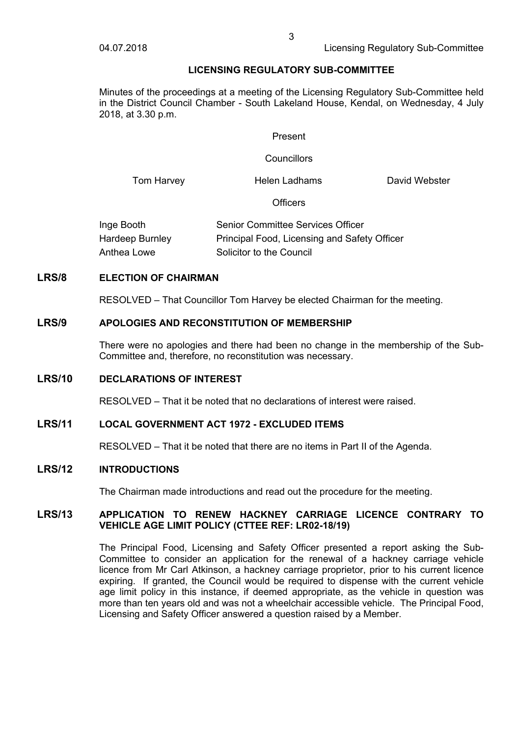# LICENSING REGULATORY SUB-COMMITTEE

Minutes of the proceedings at a meeting of the Licensing Regulatory Sub-Committee held in the District Council Chamber - South Lakeland House, Kendal, on Wednesday, 4 July 2018, at 3.30 p.m.

Present

Councillors

Tom Harvey    Helen Ladhams    David Webster

Officers

| | |
|---|---|
| Inge Booth | Senior Committee Services Officer |
| Hardeep Burnley | Principal Food, Licensing and Safety Officer |
| Anthea Lowe | Solicitor to the Council |

## LRS/8 ELECTION OF CHAIRMAN

RESOLVED – That Councillor Tom Harvey be elected Chairman for the meeting.

## LRS/9 APOLOGIES AND RECONSTITUTION OF MEMBERSHIP

There were no apologies and there had been no change in the membership of the Sub-Committee and, therefore, no reconstitution was necessary.

## LRS/10 DECLARATIONS OF INTEREST

RESOLVED – That it be noted that no declarations of interest were raised.

## LRS/11 LOCAL GOVERNMENT ACT 1972 - EXCLUDED ITEMS

RESOLVED – That it be noted that there are no items in Part II of the Agenda.

## LRS/12 INTRODUCTIONS

The Chairman made introductions and read out the procedure for the meeting.

## LRS/13 APPLICATION TO RENEW HACKNEY CARRIAGE LICENCE CONTRARY TO VEHICLE AGE LIMIT POLICY (CTTEE REF: LR02-18/19)

The Principal Food, Licensing and Safety Officer presented a report asking the Sub-Committee to consider an application for the renewal of a hackney carriage vehicle licence from Mr Carl Atkinson, a hackney carriage proprietor, prior to his current licence expiring. If granted, the Council would be required to dispense with the current vehicle age limit policy in this instance, if deemed appropriate, as the vehicle in question was more than ten years old and was not a wheelchair accessible vehicle. The Principal Food, Licensing and Safety Officer answered a question raised by a Member.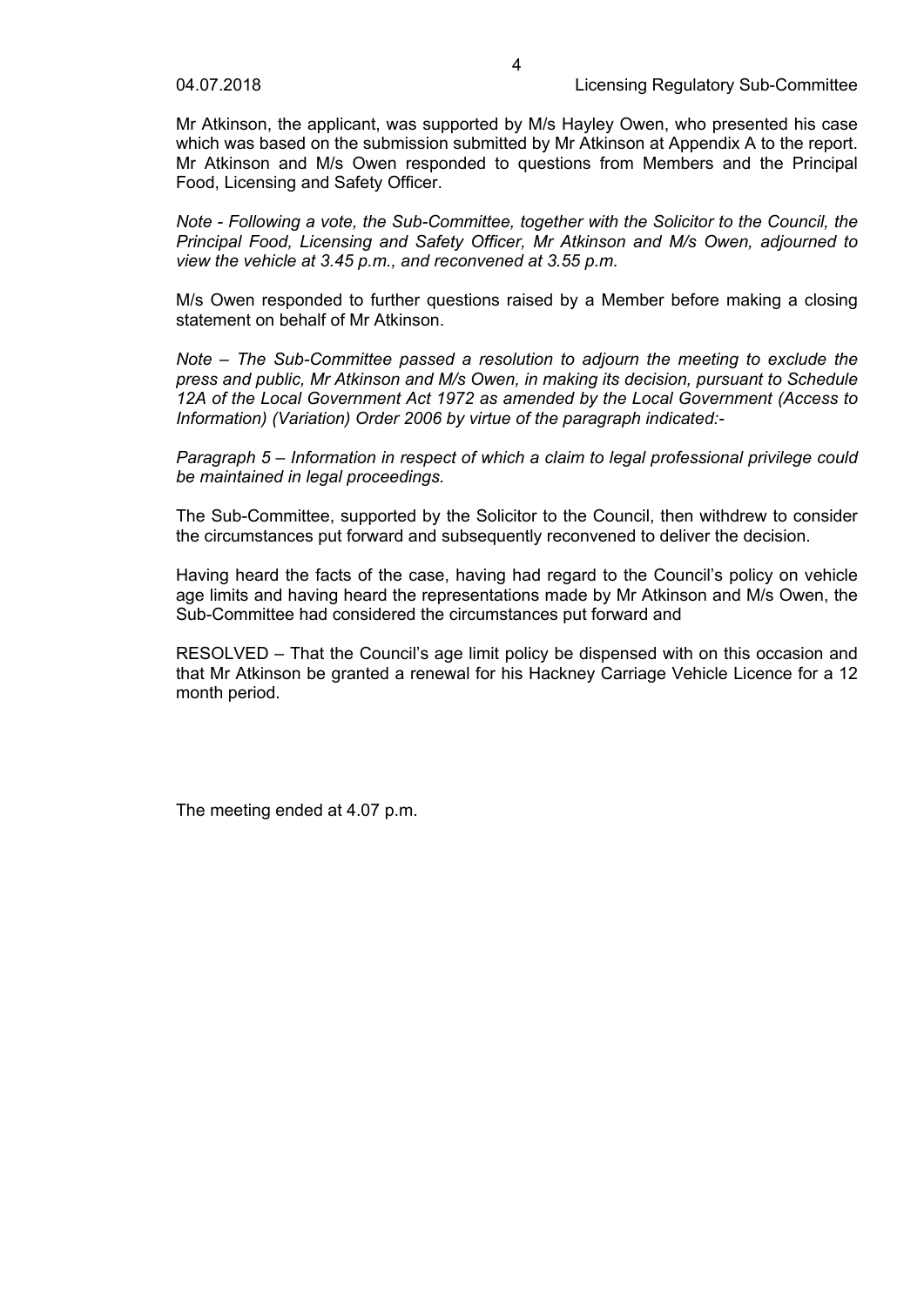Mr Atkinson, the applicant, was supported by M/s Hayley Owen, who presented his case which was based on the submission submitted by Mr Atkinson at Appendix A to the report. Mr Atkinson and M/s Owen responded to questions from Members and the Principal Food, Licensing and Safety Officer.

*Note - Following a vote, the Sub-Committee, together with the Solicitor to the Council, the Principal Food, Licensing and Safety Officer, Mr Atkinson and M/s Owen, adjourned to view the vehicle at 3.45 p.m., and reconvened at 3.55 p.m.*

M/s Owen responded to further questions raised by a Member before making a closing statement on behalf of Mr Atkinson.

*Note – The Sub-Committee passed a resolution to adjourn the meeting to exclude the press and public, Mr Atkinson and M/s Owen, in making its decision, pursuant to Schedule 12A of the Local Government Act 1972 as amended by the Local Government (Access to Information) (Variation) Order 2006 by virtue of the paragraph indicated:-*

*Paragraph 5 – Information in respect of which a claim to legal professional privilege could be maintained in legal proceedings.*

The Sub-Committee, supported by the Solicitor to the Council, then withdrew to consider the circumstances put forward and subsequently reconvened to deliver the decision.

Having heard the facts of the case, having had regard to the Council's policy on vehicle age limits and having heard the representations made by Mr Atkinson and M/s Owen, the Sub-Committee had considered the circumstances put forward and

RESOLVED – That the Council's age limit policy be dispensed with on this occasion and that Mr Atkinson be granted a renewal for his Hackney Carriage Vehicle Licence for a 12 month period.

The meeting ended at 4.07 p.m.